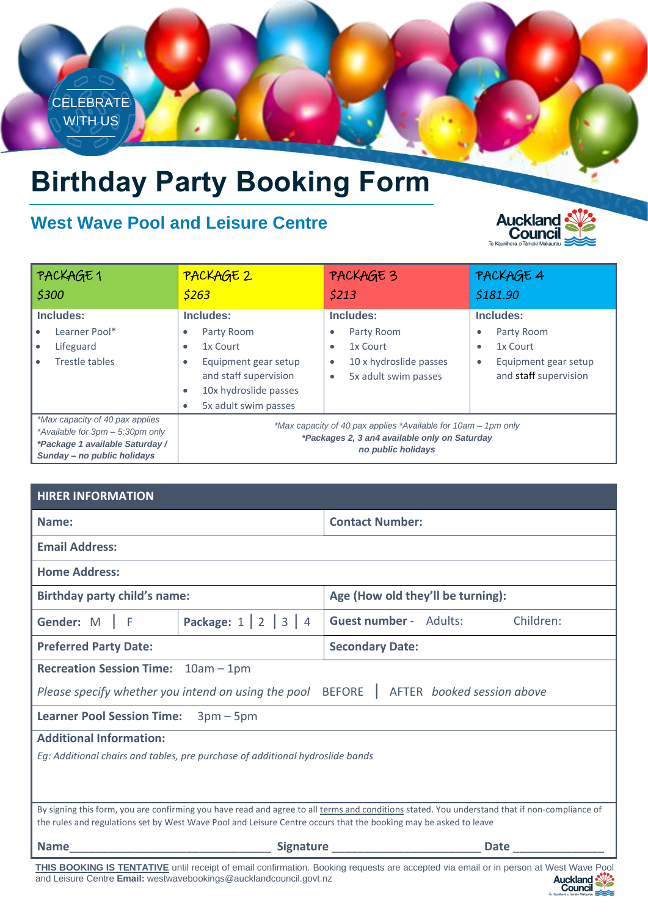CELEBRATE WITH US

# Birthday Party Booking Form

## West Wave Pool and Leisure Centre

Auckland Council
Te Kaunihera o Tāmaki Makaurau

| PACKAGE 1<br>$300 | PACKAGE 2<br>$263 | PACKAGE 3<br>$213 | PACKAGE 4<br>$181.90 |
|---|---|---|---|
| **Includes:**<br>• Learner Pool*<br>• Lifeguard<br>• Trestle tables | **Includes:**<br>• Party Room<br>• 1x Court<br>• Equipment gear setup and staff supervision<br>• 10x hydroslide passes<br>• 5x adult swim passes | **Includes:**<br>• Party Room<br>• 1x Court<br>• 10 x hydroslide passes<br>• 5x adult swim passes | **Includes:**<br>• Party Room<br>• 1x Court<br>• Equipment gear setup and staff supervision |
| *Max capacity of 40 pax applies<br>*Available for 3pm – 5:30pm only<br>***Package 1 available Saturday / Sunday – no public holidays*** | *Max capacity of 40 pax applies *Available for 10am – 1pm only<br>***Packages 2, 3 an4 available only on Saturday no public holidays*** | | |

| **HIRER INFORMATION** | | | |
|---|---|---|---|
| **Name:** | | **Contact Number:** | |
| **Email Address:** | | | |
| **Home Address:** | | | |
| **Birthday party child's name:** | | **Age (How old they'll be turning):** | |
| **Gender:** M \| F | **Package:** 1 \| 2 \| 3 \| 4 | **Guest number** - Adults: Children: | |
| **Preferred Party Date:** | | **Secondary Date:** | |
| **Recreation Session Time:** 10am – 1pm<br>*Please specify whether you intend on using the pool* BEFORE \| AFTER *booked session above* | | | |
| **Learner Pool Session Time:** 3pm – 5pm | | | |
| **Additional Information:**<br>*Eg: Additional chairs and tables, pre purchase of additional hydroslide bands* | | | |

By signing this form, you are confirming you have read and agree to all terms and conditions stated. You understand that if non-compliance of the rules and regulations set by West Wave Pool and Leisure Centre occurs that the booking may be asked to leave

**Name**_______________________________ **Signature** _______________________ **Date** ______________

**THIS BOOKING IS TENTATIVE** until receipt of email confirmation. Booking requests are accepted via email or in person at West Wave Pool and Leisure Centre **Email:** westwavebookings@aucklandcouncil.govt.nz

Auckland Council
Te Kaunihera o Tāmaki Makaurau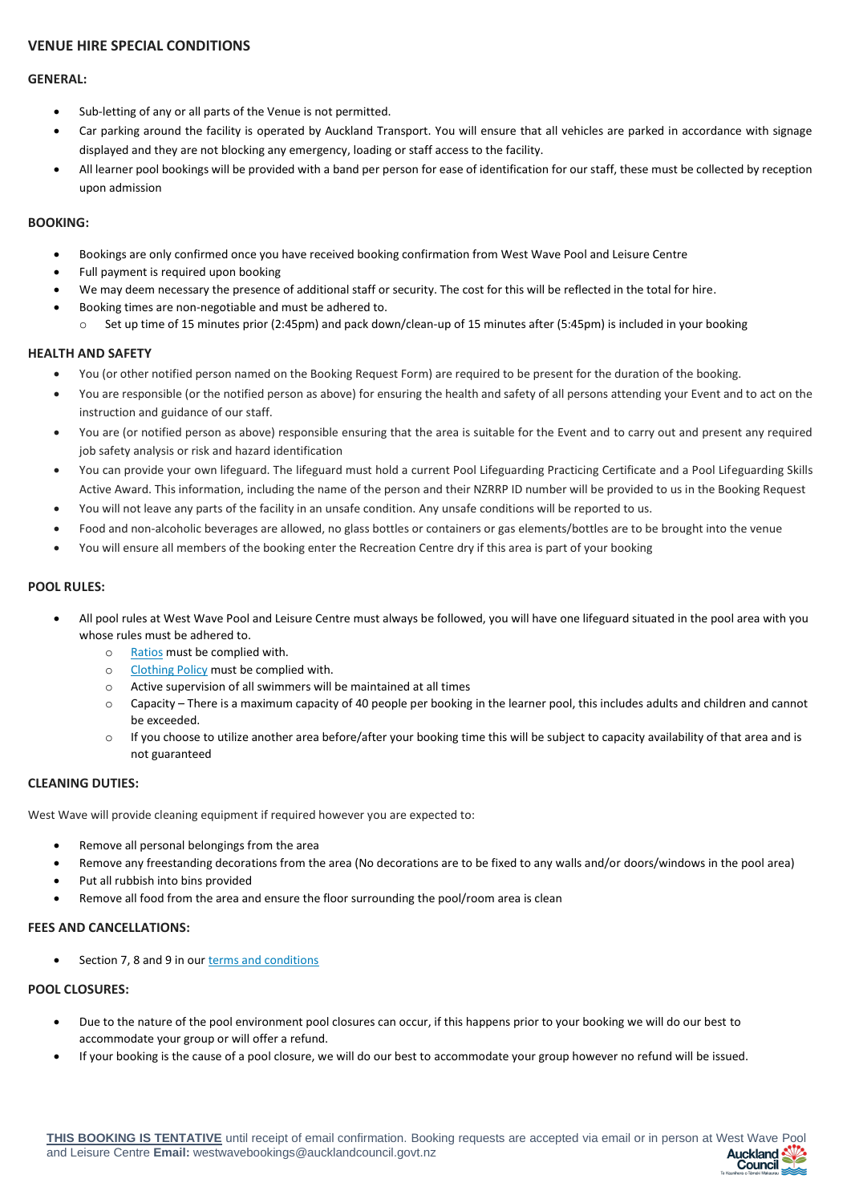## VENUE HIRE SPECIAL CONDITIONS

### GENERAL:

- Sub-letting of any or all parts of the Venue is not permitted.
- Car parking around the facility is operated by Auckland Transport. You will ensure that all vehicles are parked in accordance with signage displayed and they are not blocking any emergency, loading or staff access to the facility.
- All learner pool bookings will be provided with a band per person for ease of identification for our staff, these must be collected by reception upon admission

### BOOKING:

- Bookings are only confirmed once you have received booking confirmation from West Wave Pool and Leisure Centre
- Full payment is required upon booking
- We may deem necessary the presence of additional staff or security. The cost for this will be reflected in the total for hire.
- Booking times are non-negotiable and must be adhered to.
  - Set up time of 15 minutes prior (2:45pm) and pack down/clean-up of 15 minutes after (5:45pm) is included in your booking

### HEALTH AND SAFETY

- You (or other notified person named on the Booking Request Form) are required to be present for the duration of the booking.
- You are responsible (or the notified person as above) for ensuring the health and safety of all persons attending your Event and to act on the instruction and guidance of our staff.
- You are (or notified person as above) responsible ensuring that the area is suitable for the Event and to carry out and present any required job safety analysis or risk and hazard identification
- You can provide your own lifeguard. The lifeguard must hold a current Pool Lifeguarding Practicing Certificate and a Pool Lifeguarding Skills Active Award. This information, including the name of the person and their NZRRP ID number will be provided to us in the Booking Request
- You will not leave any parts of the facility in an unsafe condition. Any unsafe conditions will be reported to us.
- Food and non-alcoholic beverages are allowed, no glass bottles or containers or gas elements/bottles are to be brought into the venue
- You will ensure all members of the booking enter the Recreation Centre dry if this area is part of your booking

### POOL RULES:

- All pool rules at West Wave Pool and Leisure Centre must always be followed, you will have one lifeguard situated in the pool area with you whose rules must be adhered to.
  - Ratios must be complied with.
  - Clothing Policy must be complied with.
  - Active supervision of all swimmers will be maintained at all times
  - Capacity – There is a maximum capacity of 40 people per booking in the learner pool, this includes adults and children and cannot be exceeded.
  - If you choose to utilize another area before/after your booking time this will be subject to capacity availability of that area and is not guaranteed

### CLEANING DUTIES:

West Wave will provide cleaning equipment if required however you are expected to:

- Remove all personal belongings from the area
- Remove any freestanding decorations from the area (No decorations are to be fixed to any walls and/or doors/windows in the pool area)
- Put all rubbish into bins provided
- Remove all food from the area and ensure the floor surrounding the pool/room area is clean

### FEES AND CANCELLATIONS:

- Section 7, 8 and 9 in our terms and conditions

### POOL CLOSURES:

- Due to the nature of the pool environment pool closures can occur, if this happens prior to your booking we will do our best to accommodate your group or will offer a refund.
- If your booking is the cause of a pool closure, we will do our best to accommodate your group however no refund will be issued.

**THIS BOOKING IS TENTATIVE** until receipt of email confirmation. Booking requests are accepted via email or in person at West Wave Pool and Leisure Centre **Email:** westwavebookings@aucklandcouncil.govt.nz